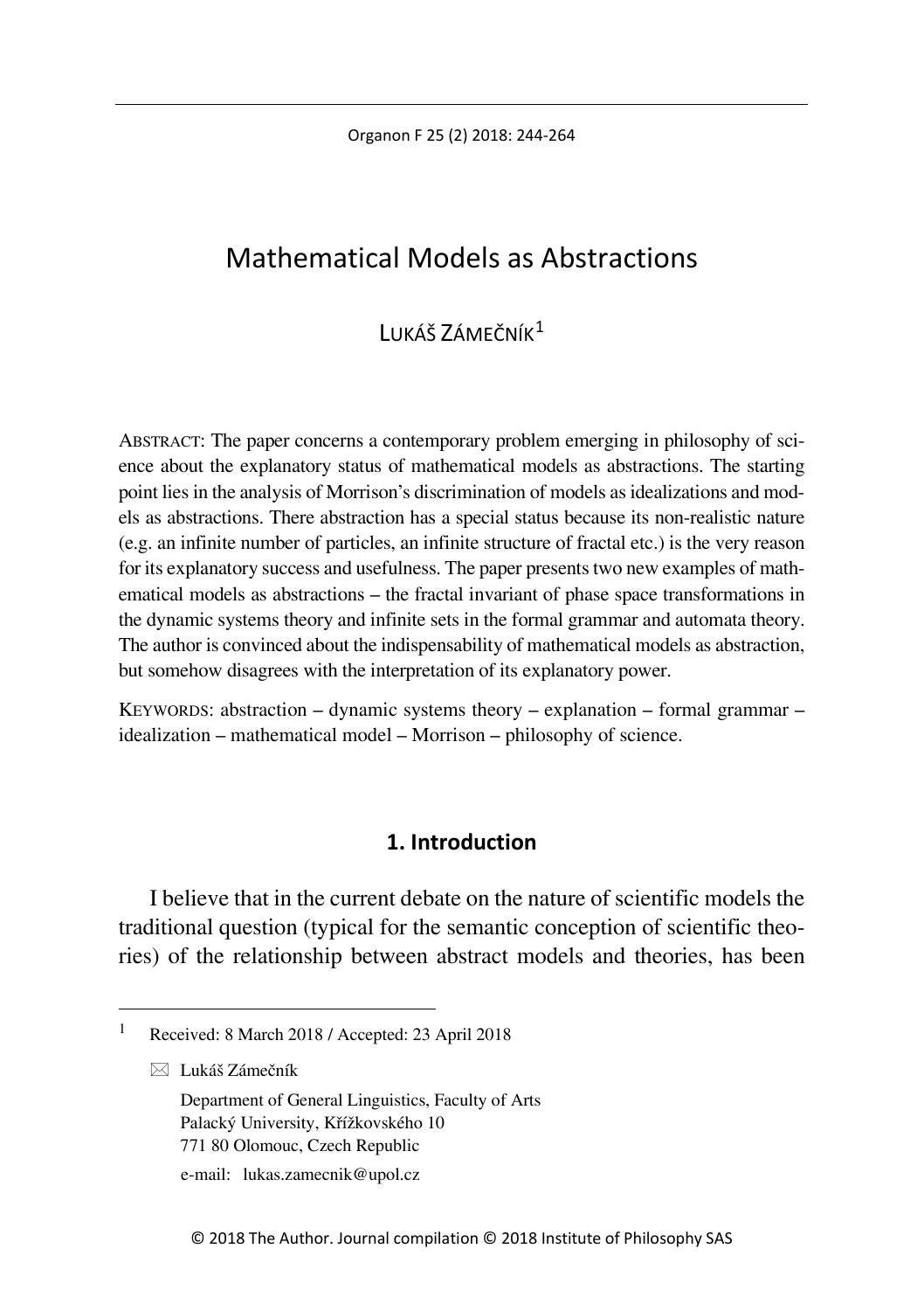# Mathematical Models as Abstractions

LUKÁŠ ZÁMEČNÍK[1]

ABSTRACT: The paper concerns a contemporary problem emerging in philosophy of science about the explanatory status of mathematical models as abstractions. The starting point lies in the analysis of Morrison's discrimination of models as idealizations and models as abstractions. There abstraction has a special status because its non-realistic nature (e.g. an infinite number of particles, an infinite structure of fractal etc.) is the very reason for its explanatory success and usefulness. The paper presents two new examples of mathematical models as abstractions – the fractal invariant of phase space transformations in the dynamic systems theory and infinite sets in the formal grammar and automata theory. The author is convinced about the indispensability of mathematical models as abstraction, but somehow disagrees with the interpretation of its explanatory power.

KEYWORDS: abstraction – dynamic systems theory – explanation – formal grammar – idealization – mathematical model – Morrison – philosophy of science.

## 1. Introduction

I believe that in the current debate on the nature of scientific models the traditional question (typical for the semantic conception of scientific theories) of the relationship between abstract models and theories, has been

---

[1] Received: 8 March 2018 / Accepted: 23 April 2018

✉ Lukáš Zámečník

Department of General Linguistics, Faculty of Arts
Palacký University, Křížkovského 10
771 80 Olomouc, Czech Republic

e-mail: lukas.zamecnik@upol.cz

© 2018 The Author. Journal compilation © 2018 Institute of Philosophy SAS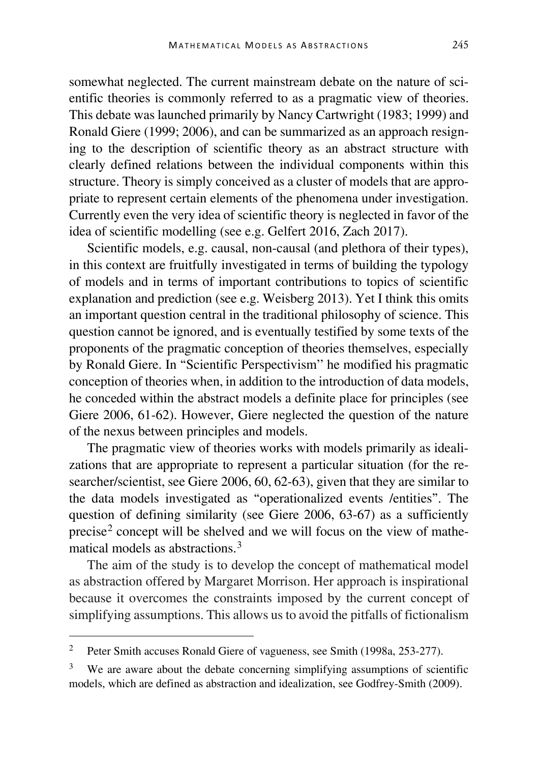somewhat neglected. The current mainstream debate on the nature of scientific theories is commonly referred to as a pragmatic view of theories. This debate was launched primarily by Nancy Cartwright (1983; 1999) and Ronald Giere (1999; 2006), and can be summarized as an approach resigning to the description of scientific theory as an abstract structure with clearly defined relations between the individual components within this structure. Theory is simply conceived as a cluster of models that are appropriate to represent certain elements of the phenomena under investigation. Currently even the very idea of scientific theory is neglected in favor of the idea of scientific modelling (see e.g. Gelfert 2016, Zach 2017).

Scientific models, e.g. causal, non-causal (and plethora of their types), in this context are fruitfully investigated in terms of building the typology of models and in terms of important contributions to topics of scientific explanation and prediction (see e.g. Weisberg 2013). Yet I think this omits an important question central in the traditional philosophy of science. This question cannot be ignored, and is eventually testified by some texts of the proponents of the pragmatic conception of theories themselves, especially by Ronald Giere. In "Scientific Perspectivism" he modified his pragmatic conception of theories when, in addition to the introduction of data models, he conceded within the abstract models a definite place for principles (see Giere 2006, 61-62). However, Giere neglected the question of the nature of the nexus between principles and models.

The pragmatic view of theories works with models primarily as idealizations that are appropriate to represent a particular situation (for the researcher/scientist, see Giere 2006, 60, 62-63), given that they are similar to the data models investigated as "operationalized events /entities". The question of defining similarity (see Giere 2006, 63-67) as a sufficiently precise[2] concept will be shelved and we will focus on the view of mathematical models as abstractions.[3]

The aim of the study is to develop the concept of mathematical model as abstraction offered by Margaret Morrison. Her approach is inspirational because it overcomes the constraints imposed by the current concept of simplifying assumptions. This allows us to avoid the pitfalls of fictionalism

---

[2] Peter Smith accuses Ronald Giere of vagueness, see Smith (1998a, 253-277).

[3] We are aware about the debate concerning simplifying assumptions of scientific models, which are defined as abstraction and idealization, see Godfrey-Smith (2009).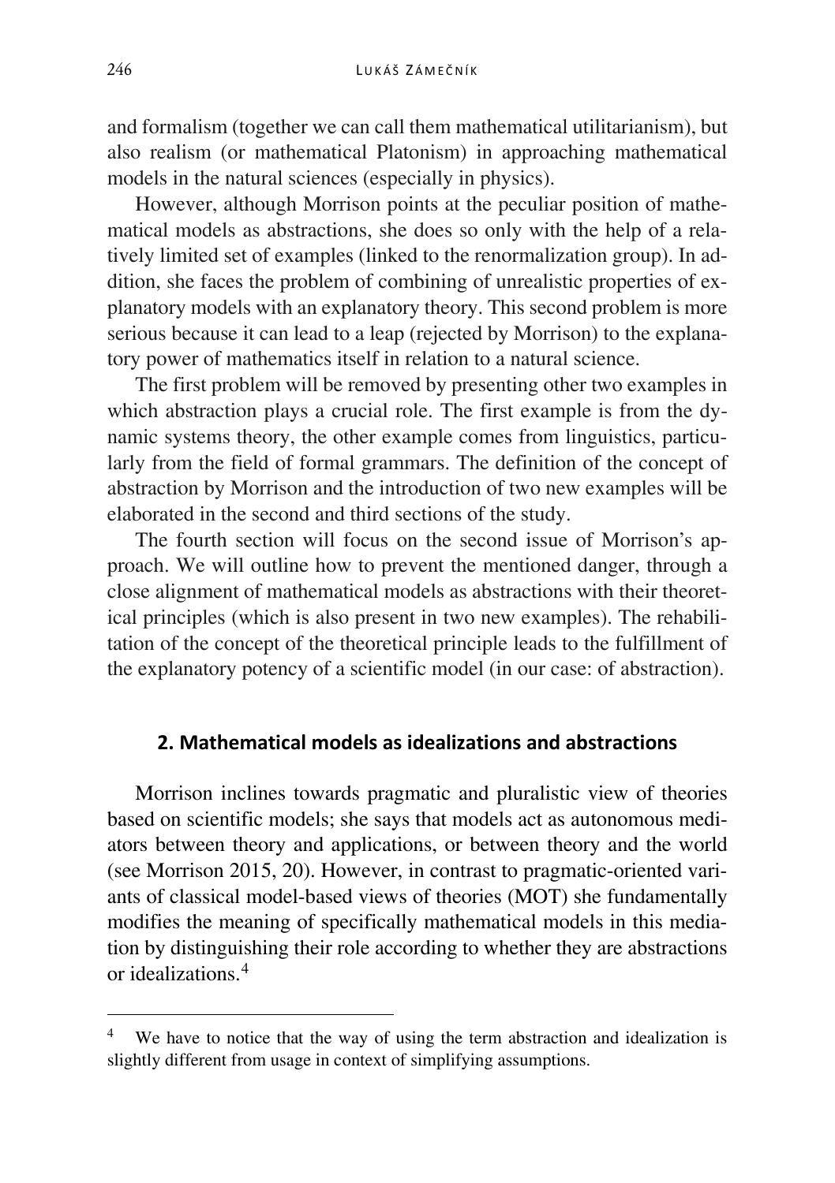and formalism (together we can call them mathematical utilitarianism), but also realism (or mathematical Platonism) in approaching mathematical models in the natural sciences (especially in physics).

However, although Morrison points at the peculiar position of mathematical models as abstractions, she does so only with the help of a relatively limited set of examples (linked to the renormalization group). In addition, she faces the problem of combining of unrealistic properties of explanatory models with an explanatory theory. This second problem is more serious because it can lead to a leap (rejected by Morrison) to the explanatory power of mathematics itself in relation to a natural science.

The first problem will be removed by presenting other two examples in which abstraction plays a crucial role. The first example is from the dynamic systems theory, the other example comes from linguistics, particularly from the field of formal grammars. The definition of the concept of abstraction by Morrison and the introduction of two new examples will be elaborated in the second and third sections of the study.

The fourth section will focus on the second issue of Morrison's approach. We will outline how to prevent the mentioned danger, through a close alignment of mathematical models as abstractions with their theoretical principles (which is also present in two new examples). The rehabilitation of the concept of the theoretical principle leads to the fulfillment of the explanatory potency of a scientific model (in our case: of abstraction).

## 2. Mathematical models as idealizations and abstractions

Morrison inclines towards pragmatic and pluralistic view of theories based on scientific models; she says that models act as autonomous mediators between theory and applications, or between theory and the world (see Morrison 2015, 20). However, in contrast to pragmatic-oriented variants of classical model-based views of theories (MOT) she fundamentally modifies the meaning of specifically mathematical models in this mediation by distinguishing their role according to whether they are abstractions or idealizations.[4]

[4] We have to notice that the way of using the term abstraction and idealization is slightly different from usage in context of simplifying assumptions.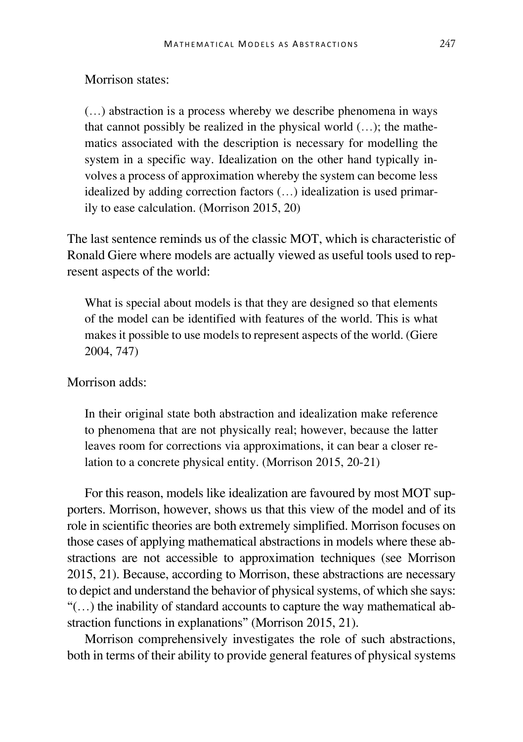Morrison states:

> (…) abstraction is a process whereby we describe phenomena in ways that cannot possibly be realized in the physical world (…); the mathematics associated with the description is necessary for modelling the system in a specific way. Idealization on the other hand typically involves a process of approximation whereby the system can become less idealized by adding correction factors (…) idealization is used primarily to ease calculation. (Morrison 2015, 20)

The last sentence reminds us of the classic MOT, which is characteristic of Ronald Giere where models are actually viewed as useful tools used to represent aspects of the world:

> What is special about models is that they are designed so that elements of the model can be identified with features of the world. This is what makes it possible to use models to represent aspects of the world. (Giere 2004, 747)

Morrison adds:

> In their original state both abstraction and idealization make reference to phenomena that are not physically real; however, because the latter leaves room for corrections via approximations, it can bear a closer relation to a concrete physical entity. (Morrison 2015, 20-21)

For this reason, models like idealization are favoured by most MOT supporters. Morrison, however, shows us that this view of the model and of its role in scientific theories are both extremely simplified. Morrison focuses on those cases of applying mathematical abstractions in models where these abstractions are not accessible to approximation techniques (see Morrison 2015, 21). Because, according to Morrison, these abstractions are necessary to depict and understand the behavior of physical systems, of which she says: "(…) the inability of standard accounts to capture the way mathematical abstraction functions in explanations" (Morrison 2015, 21).

Morrison comprehensively investigates the role of such abstractions, both in terms of their ability to provide general features of physical systems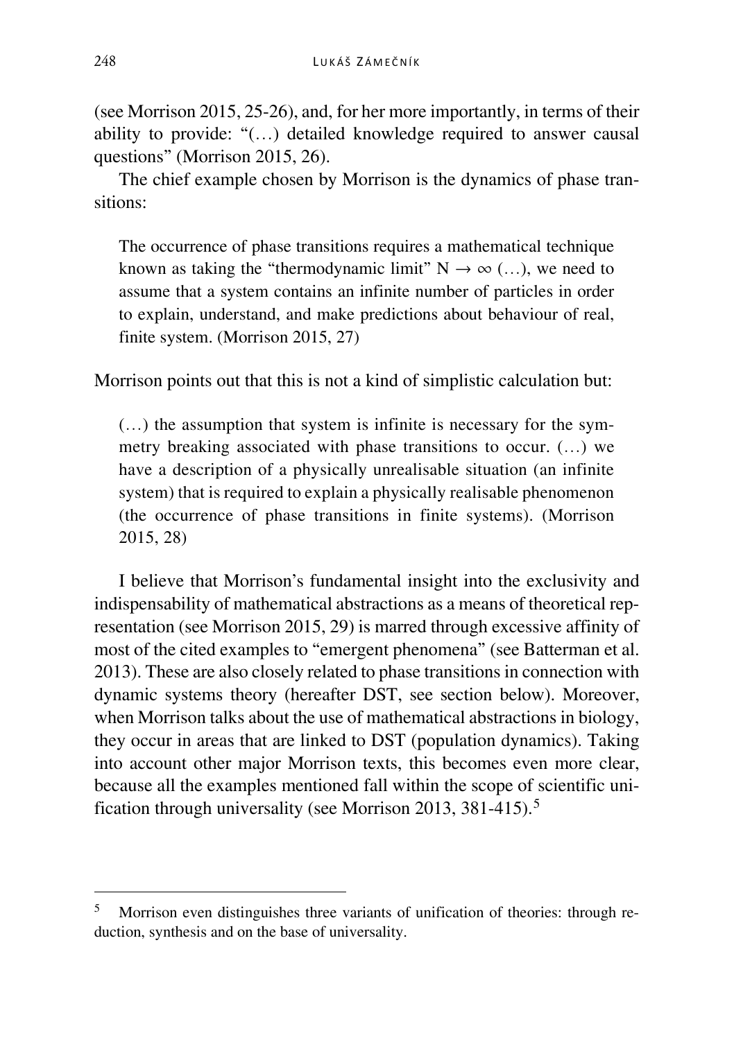(see Morrison 2015, 25-26), and, for her more importantly, in terms of their ability to provide: "(…) detailed knowledge required to answer causal questions" (Morrison 2015, 26).

The chief example chosen by Morrison is the dynamics of phase transitions:

> The occurrence of phase transitions requires a mathematical technique known as taking the "thermodynamic limit" $N \rightarrow \infty$ (…), we need to assume that a system contains an infinite number of particles in order to explain, understand, and make predictions about behaviour of real, finite system. (Morrison 2015, 27)

Morrison points out that this is not a kind of simplistic calculation but:

> (…) the assumption that system is infinite is necessary for the symmetry breaking associated with phase transitions to occur. (…) we have a description of a physically unrealisable situation (an infinite system) that is required to explain a physically realisable phenomenon (the occurrence of phase transitions in finite systems). (Morrison 2015, 28)

I believe that Morrison's fundamental insight into the exclusivity and indispensability of mathematical abstractions as a means of theoretical representation (see Morrison 2015, 29) is marred through excessive affinity of most of the cited examples to "emergent phenomena" (see Batterman et al. 2013). These are also closely related to phase transitions in connection with dynamic systems theory (hereafter DST, see section below). Moreover, when Morrison talks about the use of mathematical abstractions in biology, they occur in areas that are linked to DST (population dynamics). Taking into account other major Morrison texts, this becomes even more clear, because all the examples mentioned fall within the scope of scientific unification through universality (see Morrison 2013, 381-415).[5]

---

[5] Morrison even distinguishes three variants of unification of theories: through reduction, synthesis and on the base of universality.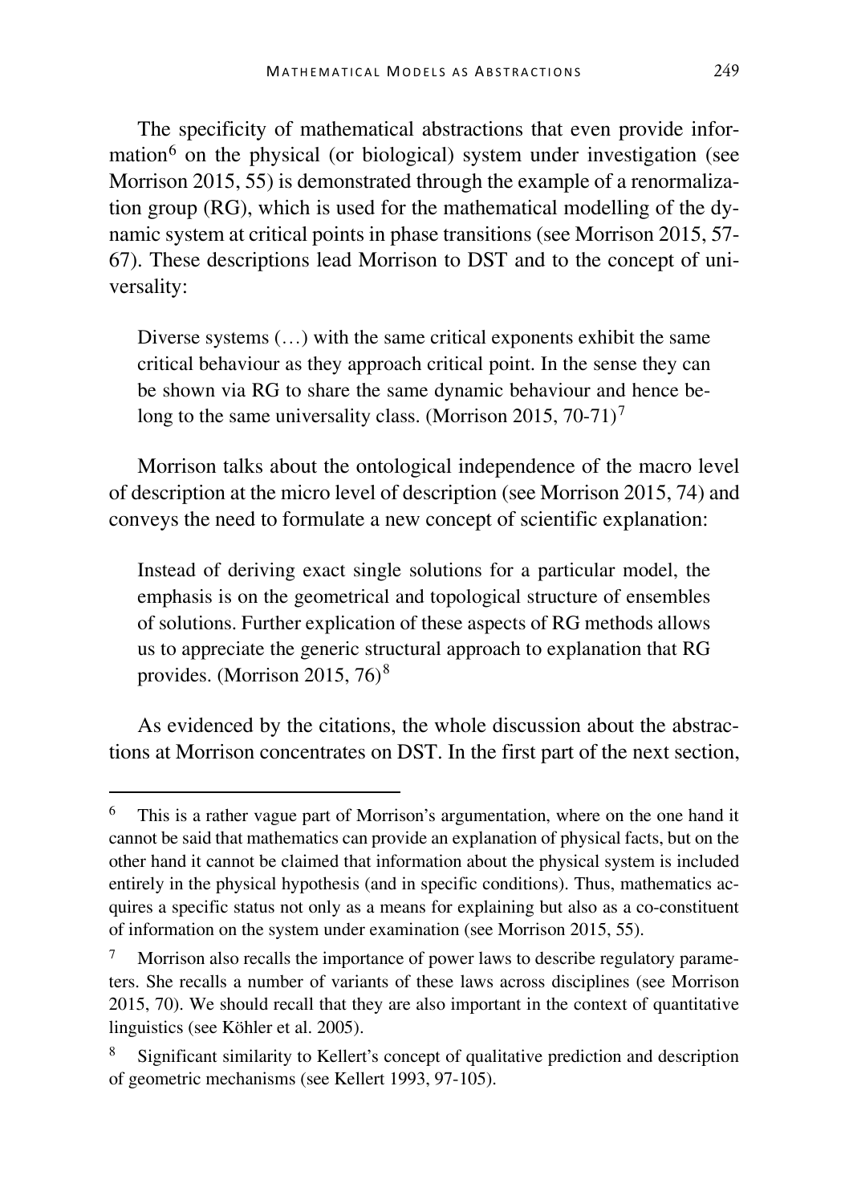The specificity of mathematical abstractions that even provide information[6] on the physical (or biological) system under investigation (see Morrison 2015, 55) is demonstrated through the example of a renormalization group (RG), which is used for the mathematical modelling of the dynamic system at critical points in phase transitions (see Morrison 2015, 57-67). These descriptions lead Morrison to DST and to the concept of universality:

> Diverse systems (…) with the same critical exponents exhibit the same critical behaviour as they approach critical point. In the sense they can be shown via RG to share the same dynamic behaviour and hence belong to the same universality class. (Morrison 2015, 70-71)[7]

Morrison talks about the ontological independence of the macro level of description at the micro level of description (see Morrison 2015, 74) and conveys the need to formulate a new concept of scientific explanation:

> Instead of deriving exact single solutions for a particular model, the emphasis is on the geometrical and topological structure of ensembles of solutions. Further explication of these aspects of RG methods allows us to appreciate the generic structural approach to explanation that RG provides. (Morrison 2015, 76)[8]

As evidenced by the citations, the whole discussion about the abstractions at Morrison concentrates on DST. In the first part of the next section,

---

[6] This is a rather vague part of Morrison's argumentation, where on the one hand it cannot be said that mathematics can provide an explanation of physical facts, but on the other hand it cannot be claimed that information about the physical system is included entirely in the physical hypothesis (and in specific conditions). Thus, mathematics acquires a specific status not only as a means for explaining but also as a co-constituent of information on the system under examination (see Morrison 2015, 55).

[7] Morrison also recalls the importance of power laws to describe regulatory parameters. She recalls a number of variants of these laws across disciplines (see Morrison 2015, 70). We should recall that they are also important in the context of quantitative linguistics (see Köhler et al. 2005).

[8] Significant similarity to Kellert's concept of qualitative prediction and description of geometric mechanisms (see Kellert 1993, 97-105).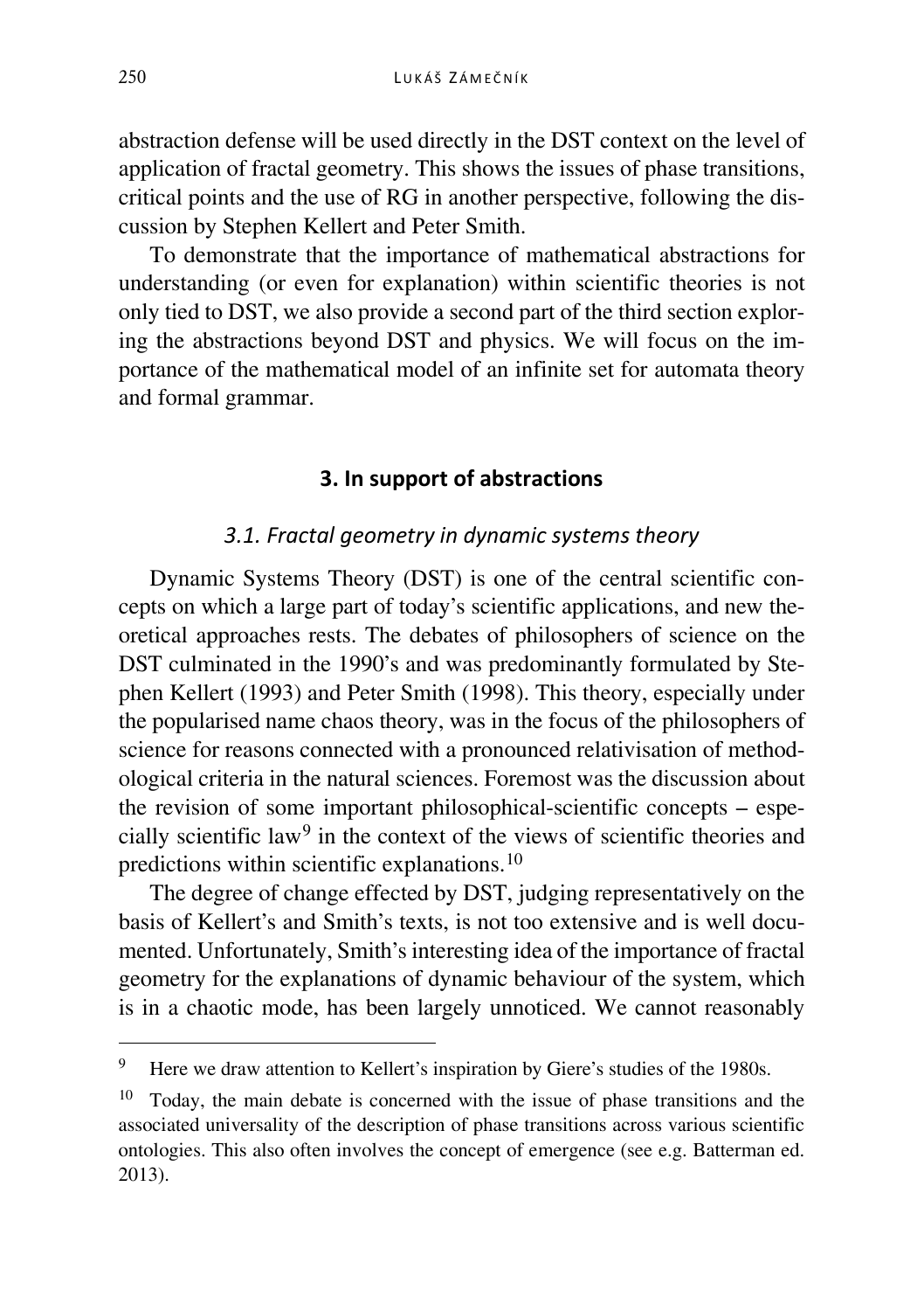abstraction defense will be used directly in the DST context on the level of application of fractal geometry. This shows the issues of phase transitions, critical points and the use of RG in another perspective, following the discussion by Stephen Kellert and Peter Smith.

To demonstrate that the importance of mathematical abstractions for understanding (or even for explanation) within scientific theories is not only tied to DST, we also provide a second part of the third section exploring the abstractions beyond DST and physics. We will focus on the importance of the mathematical model of an infinite set for automata theory and formal grammar.

## 3. In support of abstractions

### *3.1. Fractal geometry in dynamic systems theory*

Dynamic Systems Theory (DST) is one of the central scientific concepts on which a large part of today's scientific applications, and new theoretical approaches rests. The debates of philosophers of science on the DST culminated in the 1990's and was predominantly formulated by Stephen Kellert (1993) and Peter Smith (1998). This theory, especially under the popularised name chaos theory, was in the focus of the philosophers of science for reasons connected with a pronounced relativisation of methodological criteria in the natural sciences. Foremost was the discussion about the revision of some important philosophical-scientific concepts – especially scientific law[9] in the context of the views of scientific theories and predictions within scientific explanations.[10]

The degree of change effected by DST, judging representatively on the basis of Kellert's and Smith's texts, is not too extensive and is well documented. Unfortunately, Smith's interesting idea of the importance of fractal geometry for the explanations of dynamic behaviour of the system, which is in a chaotic mode, has been largely unnoticed. We cannot reasonably

---

[9] Here we draw attention to Kellert's inspiration by Giere's studies of the 1980s.

[10] Today, the main debate is concerned with the issue of phase transitions and the associated universality of the description of phase transitions across various scientific ontologies. This also often involves the concept of emergence (see e.g. Batterman ed. 2013).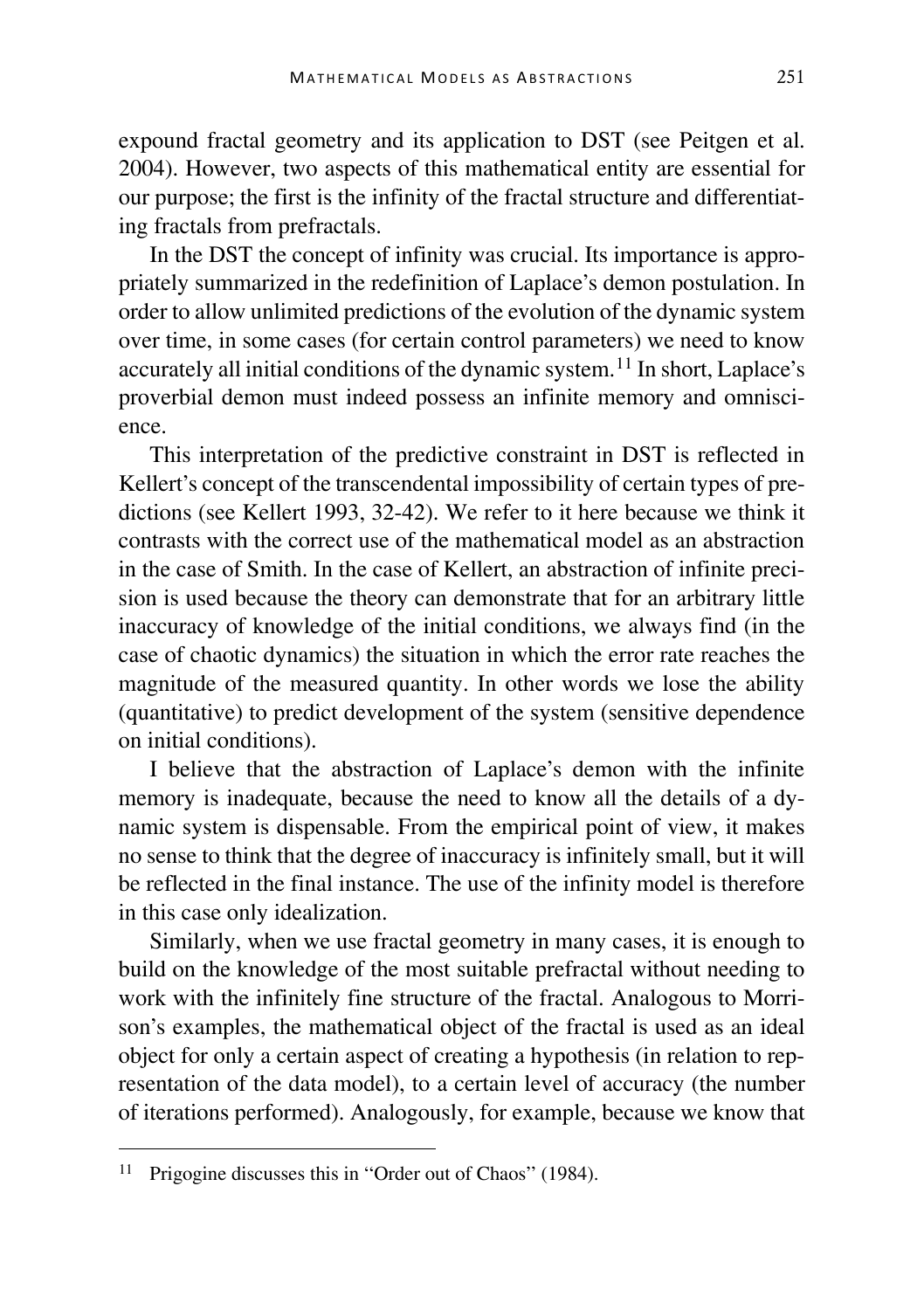expound fractal geometry and its application to DST (see Peitgen et al. 2004). However, two aspects of this mathematical entity are essential for our purpose; the first is the infinity of the fractal structure and differentiating fractals from prefractals.

In the DST the concept of infinity was crucial. Its importance is appropriately summarized in the redefinition of Laplace's demon postulation. In order to allow unlimited predictions of the evolution of the dynamic system over time, in some cases (for certain control parameters) we need to know accurately all initial conditions of the dynamic system.[11] In short, Laplace's proverbial demon must indeed possess an infinite memory and omniscience.

This interpretation of the predictive constraint in DST is reflected in Kellert's concept of the transcendental impossibility of certain types of predictions (see Kellert 1993, 32-42). We refer to it here because we think it contrasts with the correct use of the mathematical model as an abstraction in the case of Smith. In the case of Kellert, an abstraction of infinite precision is used because the theory can demonstrate that for an arbitrary little inaccuracy of knowledge of the initial conditions, we always find (in the case of chaotic dynamics) the situation in which the error rate reaches the magnitude of the measured quantity. In other words we lose the ability (quantitative) to predict development of the system (sensitive dependence on initial conditions).

I believe that the abstraction of Laplace's demon with the infinite memory is inadequate, because the need to know all the details of a dynamic system is dispensable. From the empirical point of view, it makes no sense to think that the degree of inaccuracy is infinitely small, but it will be reflected in the final instance. The use of the infinity model is therefore in this case only idealization.

Similarly, when we use fractal geometry in many cases, it is enough to build on the knowledge of the most suitable prefractal without needing to work with the infinitely fine structure of the fractal. Analogous to Morrison's examples, the mathematical object of the fractal is used as an ideal object for only a certain aspect of creating a hypothesis (in relation to representation of the data model), to a certain level of accuracy (the number of iterations performed). Analogously, for example, because we know that

---

[11] Prigogine discusses this in "Order out of Chaos" (1984).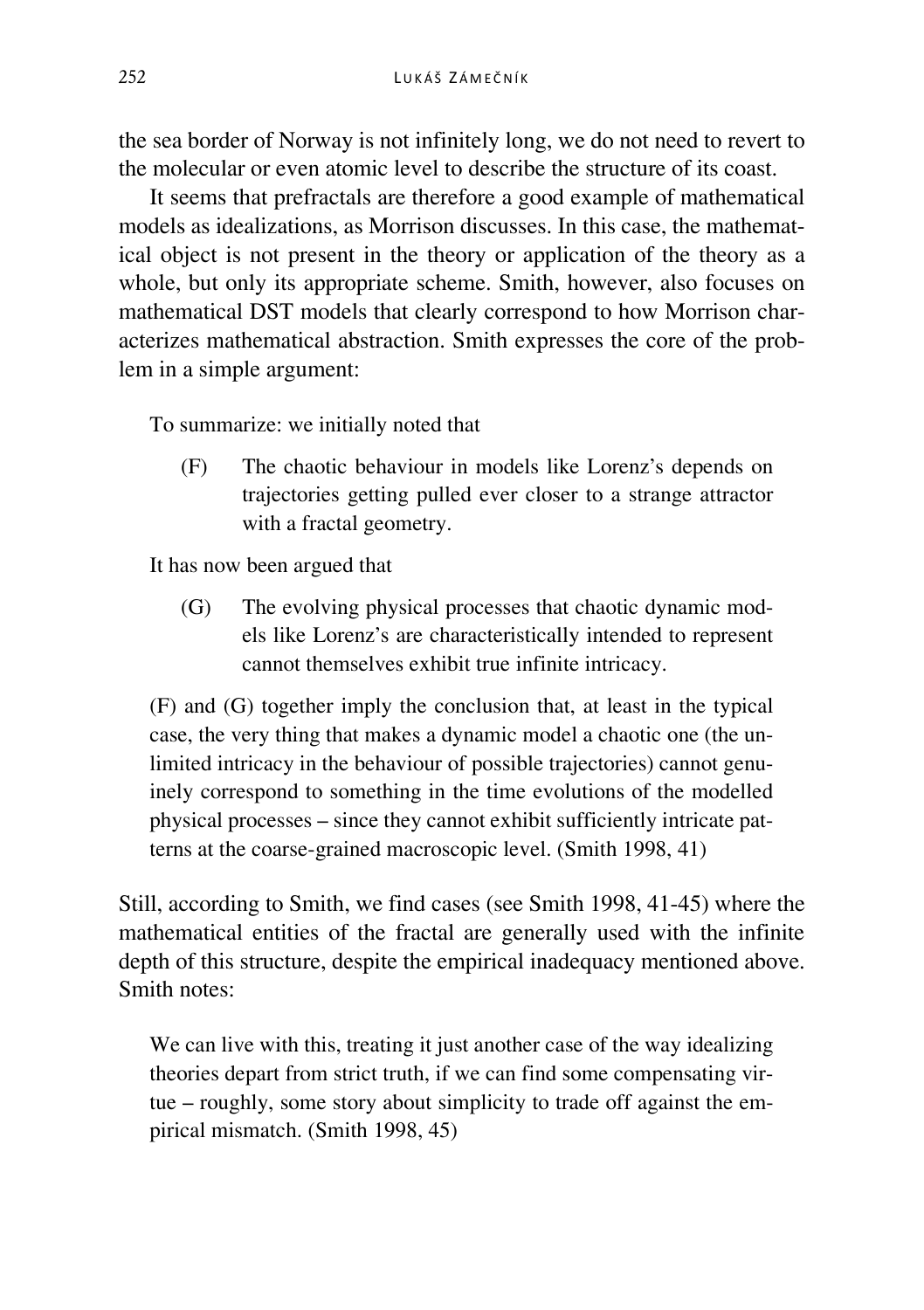the sea border of Norway is not infinitely long, we do not need to revert to the molecular or even atomic level to describe the structure of its coast.

It seems that prefractals are therefore a good example of mathematical models as idealizations, as Morrison discusses. In this case, the mathematical object is not present in the theory or application of the theory as a whole, but only its appropriate scheme. Smith, however, also focuses on mathematical DST models that clearly correspond to how Morrison characterizes mathematical abstraction. Smith expresses the core of the problem in a simple argument:

> To summarize: we initially noted that
>
> (F) The chaotic behaviour in models like Lorenz's depends on trajectories getting pulled ever closer to a strange attractor with a fractal geometry.
>
> It has now been argued that
>
> (G) The evolving physical processes that chaotic dynamic models like Lorenz's are characteristically intended to represent cannot themselves exhibit true infinite intricacy.
>
> (F) and (G) together imply the conclusion that, at least in the typical case, the very thing that makes a dynamic model a chaotic one (the unlimited intricacy in the behaviour of possible trajectories) cannot genuinely correspond to something in the time evolutions of the modelled physical processes – since they cannot exhibit sufficiently intricate patterns at the coarse-grained macroscopic level. (Smith 1998, 41)

Still, according to Smith, we find cases (see Smith 1998, 41-45) where the mathematical entities of the fractal are generally used with the infinite depth of this structure, despite the empirical inadequacy mentioned above. Smith notes:

> We can live with this, treating it just another case of the way idealizing theories depart from strict truth, if we can find some compensating virtue – roughly, some story about simplicity to trade off against the empirical mismatch. (Smith 1998, 45)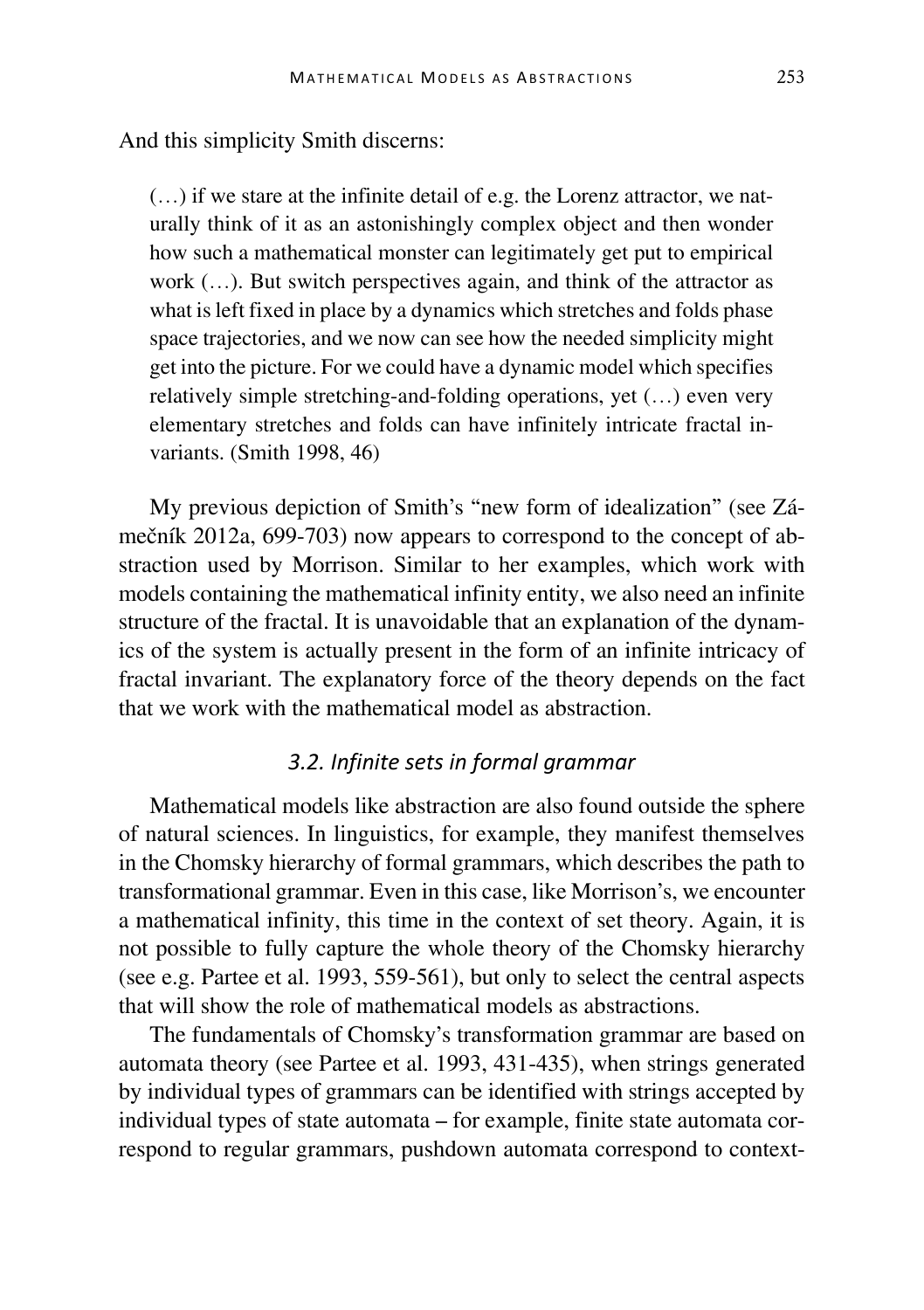And this simplicity Smith discerns:

> (…) if we stare at the infinite detail of e.g. the Lorenz attractor, we naturally think of it as an astonishingly complex object and then wonder how such a mathematical monster can legitimately get put to empirical work (…). But switch perspectives again, and think of the attractor as what is left fixed in place by a dynamics which stretches and folds phase space trajectories, and we now can see how the needed simplicity might get into the picture. For we could have a dynamic model which specifies relatively simple stretching-and-folding operations, yet (…) even very elementary stretches and folds can have infinitely intricate fractal invariants. (Smith 1998, 46)

My previous depiction of Smith's "new form of idealization" (see Zámečník 2012a, 699-703) now appears to correspond to the concept of abstraction used by Morrison. Similar to her examples, which work with models containing the mathematical infinity entity, we also need an infinite structure of the fractal. It is unavoidable that an explanation of the dynamics of the system is actually present in the form of an infinite intricacy of fractal invariant. The explanatory force of the theory depends on the fact that we work with the mathematical model as abstraction.

### *3.2. Infinite sets in formal grammar*

Mathematical models like abstraction are also found outside the sphere of natural sciences. In linguistics, for example, they manifest themselves in the Chomsky hierarchy of formal grammars, which describes the path to transformational grammar. Even in this case, like Morrison's, we encounter a mathematical infinity, this time in the context of set theory. Again, it is not possible to fully capture the whole theory of the Chomsky hierarchy (see e.g. Partee et al. 1993, 559-561), but only to select the central aspects that will show the role of mathematical models as abstractions.

The fundamentals of Chomsky's transformation grammar are based on automata theory (see Partee et al. 1993, 431-435), when strings generated by individual types of grammars can be identified with strings accepted by individual types of state automata – for example, finite state automata correspond to regular grammars, pushdown automata correspond to context-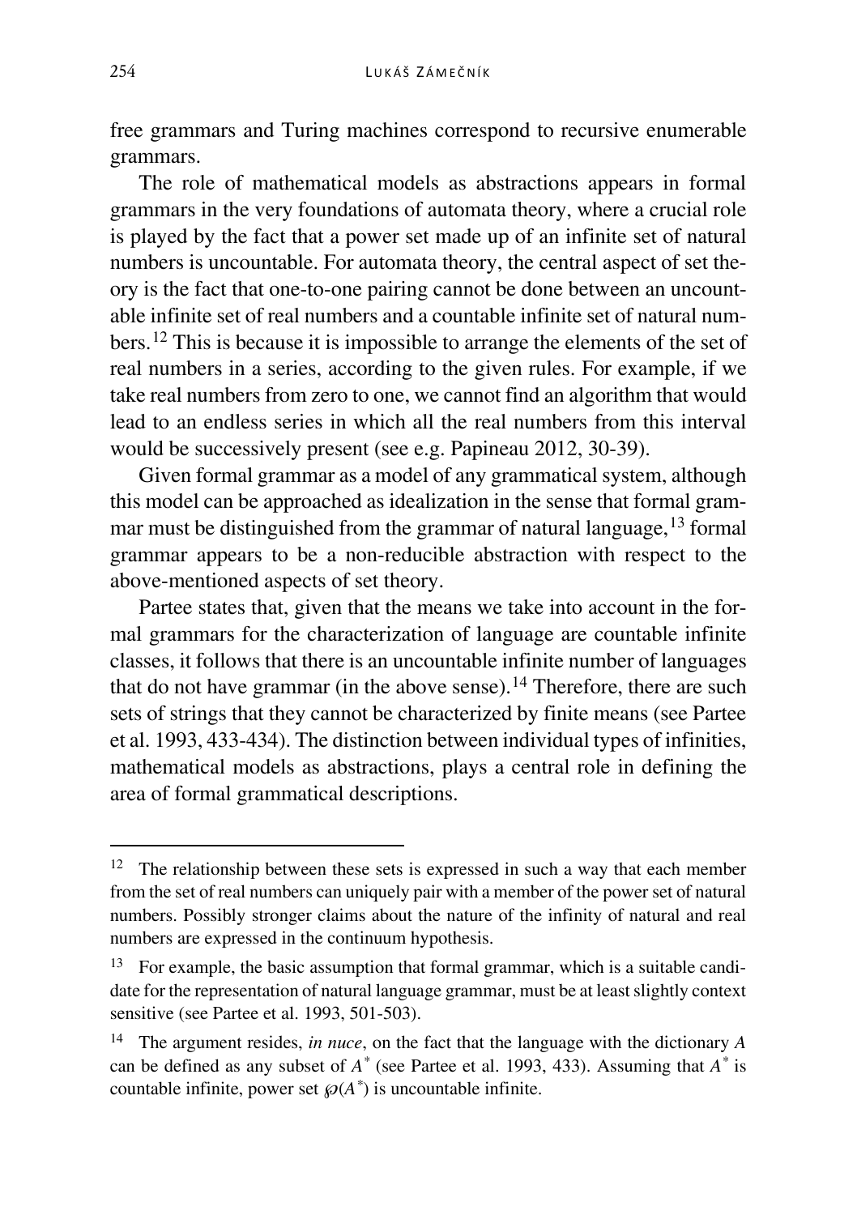free grammars and Turing machines correspond to recursive enumerable grammars.

The role of mathematical models as abstractions appears in formal grammars in the very foundations of automata theory, where a crucial role is played by the fact that a power set made up of an infinite set of natural numbers is uncountable. For automata theory, the central aspect of set theory is the fact that one-to-one pairing cannot be done between an uncountable infinite set of real numbers and a countable infinite set of natural numbers.[12] This is because it is impossible to arrange the elements of the set of real numbers in a series, according to the given rules. For example, if we take real numbers from zero to one, we cannot find an algorithm that would lead to an endless series in which all the real numbers from this interval would be successively present (see e.g. Papineau 2012, 30-39).

Given formal grammar as a model of any grammatical system, although this model can be approached as idealization in the sense that formal grammar must be distinguished from the grammar of natural language,[13] formal grammar appears to be a non-reducible abstraction with respect to the above-mentioned aspects of set theory.

Partee states that, given that the means we take into account in the formal grammars for the characterization of language are countable infinite classes, it follows that there is an uncountable infinite number of languages that do not have grammar (in the above sense).[14] Therefore, there are such sets of strings that they cannot be characterized by finite means (see Partee et al. 1993, 433-434). The distinction between individual types of infinities, mathematical models as abstractions, plays a central role in defining the area of formal grammatical descriptions.

---

[12] The relationship between these sets is expressed in such a way that each member from the set of real numbers can uniquely pair with a member of the power set of natural numbers. Possibly stronger claims about the nature of the infinity of natural and real numbers are expressed in the continuum hypothesis.

[13] For example, the basic assumption that formal grammar, which is a suitable candidate for the representation of natural language grammar, must be at least slightly context sensitive (see Partee et al. 1993, 501-503).

[14] The argument resides, *in nuce*, on the fact that the language with the dictionary $A$ can be defined as any subset of $A^*$ (see Partee et al. 1993, 433). Assuming that $A^*$ is countable infinite, power set $\wp(A^*)$ is uncountable infinite.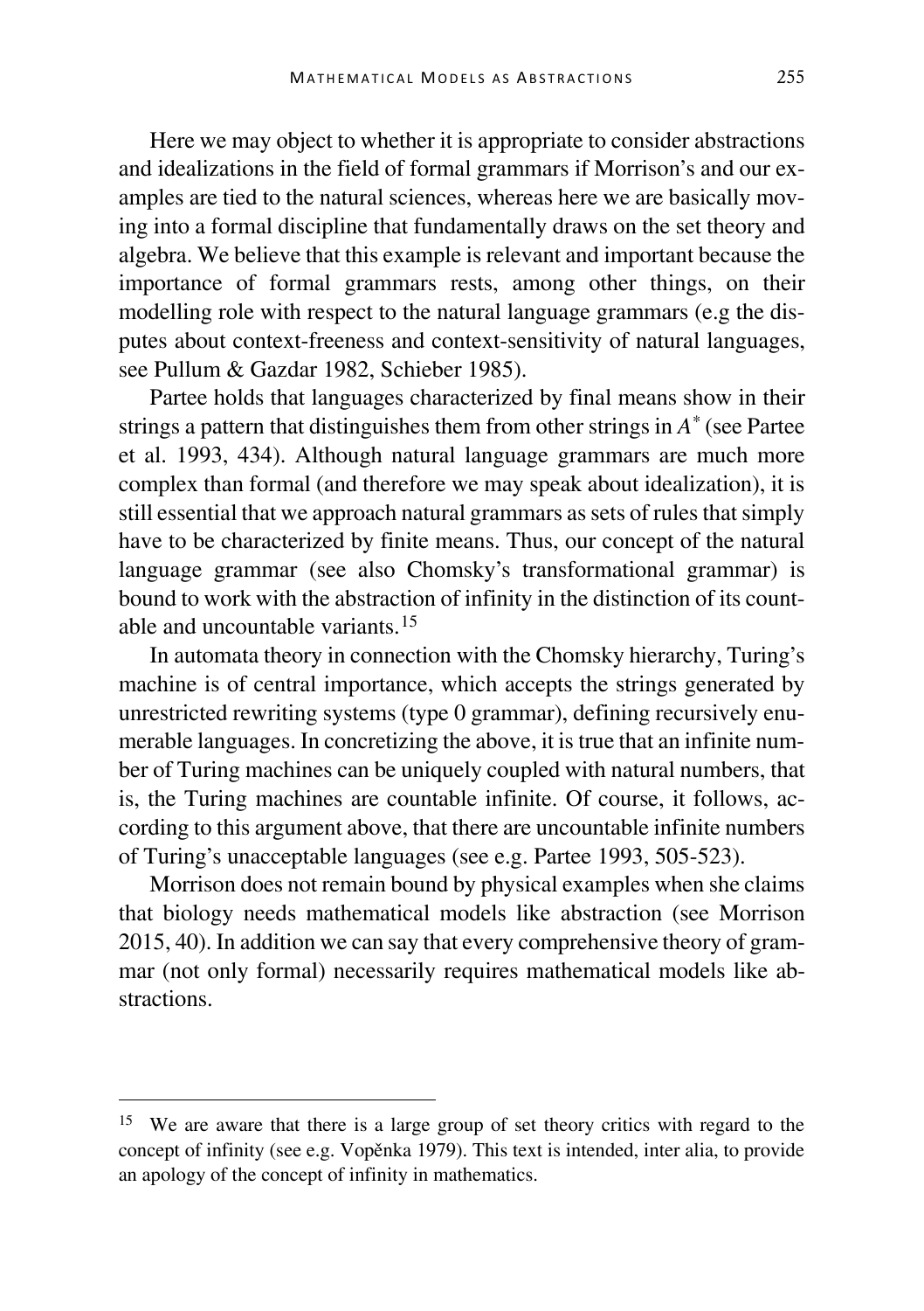Here we may object to whether it is appropriate to consider abstractions and idealizations in the field of formal grammars if Morrison's and our examples are tied to the natural sciences, whereas here we are basically moving into a formal discipline that fundamentally draws on the set theory and algebra. We believe that this example is relevant and important because the importance of formal grammars rests, among other things, on their modelling role with respect to the natural language grammars (e.g the disputes about context-freeness and context-sensitivity of natural languages, see Pullum & Gazdar 1982, Schieber 1985).

Partee holds that languages characterized by final means show in their strings a pattern that distinguishes them from other strings in $A^*$ (see Partee et al. 1993, 434). Although natural language grammars are much more complex than formal (and therefore we may speak about idealization), it is still essential that we approach natural grammars as sets of rules that simply have to be characterized by finite means. Thus, our concept of the natural language grammar (see also Chomsky's transformational grammar) is bound to work with the abstraction of infinity in the distinction of its countable and uncountable variants.[15]

In automata theory in connection with the Chomsky hierarchy, Turing's machine is of central importance, which accepts the strings generated by unrestricted rewriting systems (type 0 grammar), defining recursively enumerable languages. In concretizing the above, it is true that an infinite number of Turing machines can be uniquely coupled with natural numbers, that is, the Turing machines are countable infinite. Of course, it follows, according to this argument above, that there are uncountable infinite numbers of Turing's unacceptable languages (see e.g. Partee 1993, 505-523).

Morrison does not remain bound by physical examples when she claims that biology needs mathematical models like abstraction (see Morrison 2015, 40). In addition we can say that every comprehensive theory of grammar (not only formal) necessarily requires mathematical models like abstractions.

---

[15] We are aware that there is a large group of set theory critics with regard to the concept of infinity (see e.g. Vopěnka 1979). This text is intended, inter alia, to provide an apology of the concept of infinity in mathematics.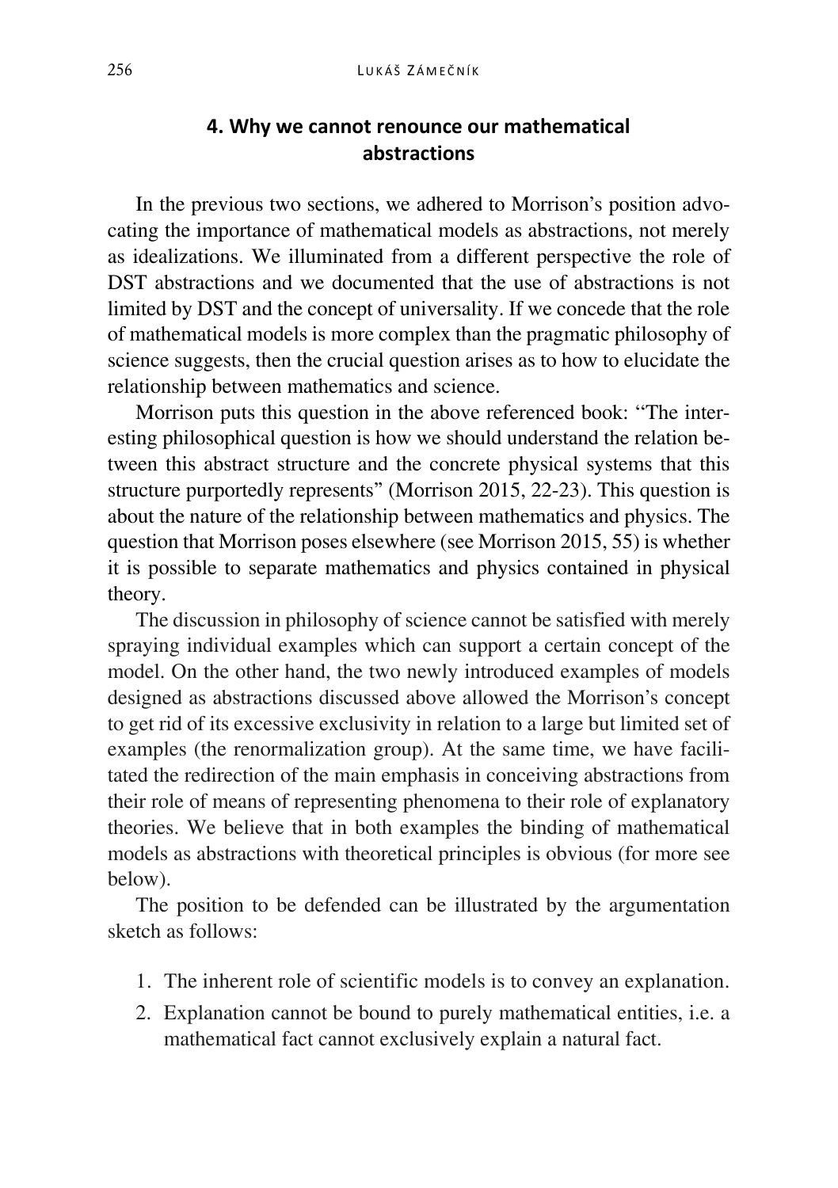## 4. Why we cannot renounce our mathematical abstractions

In the previous two sections, we adhered to Morrison's position advocating the importance of mathematical models as abstractions, not merely as idealizations. We illuminated from a different perspective the role of DST abstractions and we documented that the use of abstractions is not limited by DST and the concept of universality. If we concede that the role of mathematical models is more complex than the pragmatic philosophy of science suggests, then the crucial question arises as to how to elucidate the relationship between mathematics and science.

Morrison puts this question in the above referenced book: "The interesting philosophical question is how we should understand the relation between this abstract structure and the concrete physical systems that this structure purportedly represents" (Morrison 2015, 22-23). This question is about the nature of the relationship between mathematics and physics. The question that Morrison poses elsewhere (see Morrison 2015, 55) is whether it is possible to separate mathematics and physics contained in physical theory.

The discussion in philosophy of science cannot be satisfied with merely spraying individual examples which can support a certain concept of the model. On the other hand, the two newly introduced examples of models designed as abstractions discussed above allowed the Morrison's concept to get rid of its excessive exclusivity in relation to a large but limited set of examples (the renormalization group). At the same time, we have facilitated the redirection of the main emphasis in conceiving abstractions from their role of means of representing phenomena to their role of explanatory theories. We believe that in both examples the binding of mathematical models as abstractions with theoretical principles is obvious (for more see below).

The position to be defended can be illustrated by the argumentation sketch as follows:

1. The inherent role of scientific models is to convey an explanation.
2. Explanation cannot be bound to purely mathematical entities, i.e. a mathematical fact cannot exclusively explain a natural fact.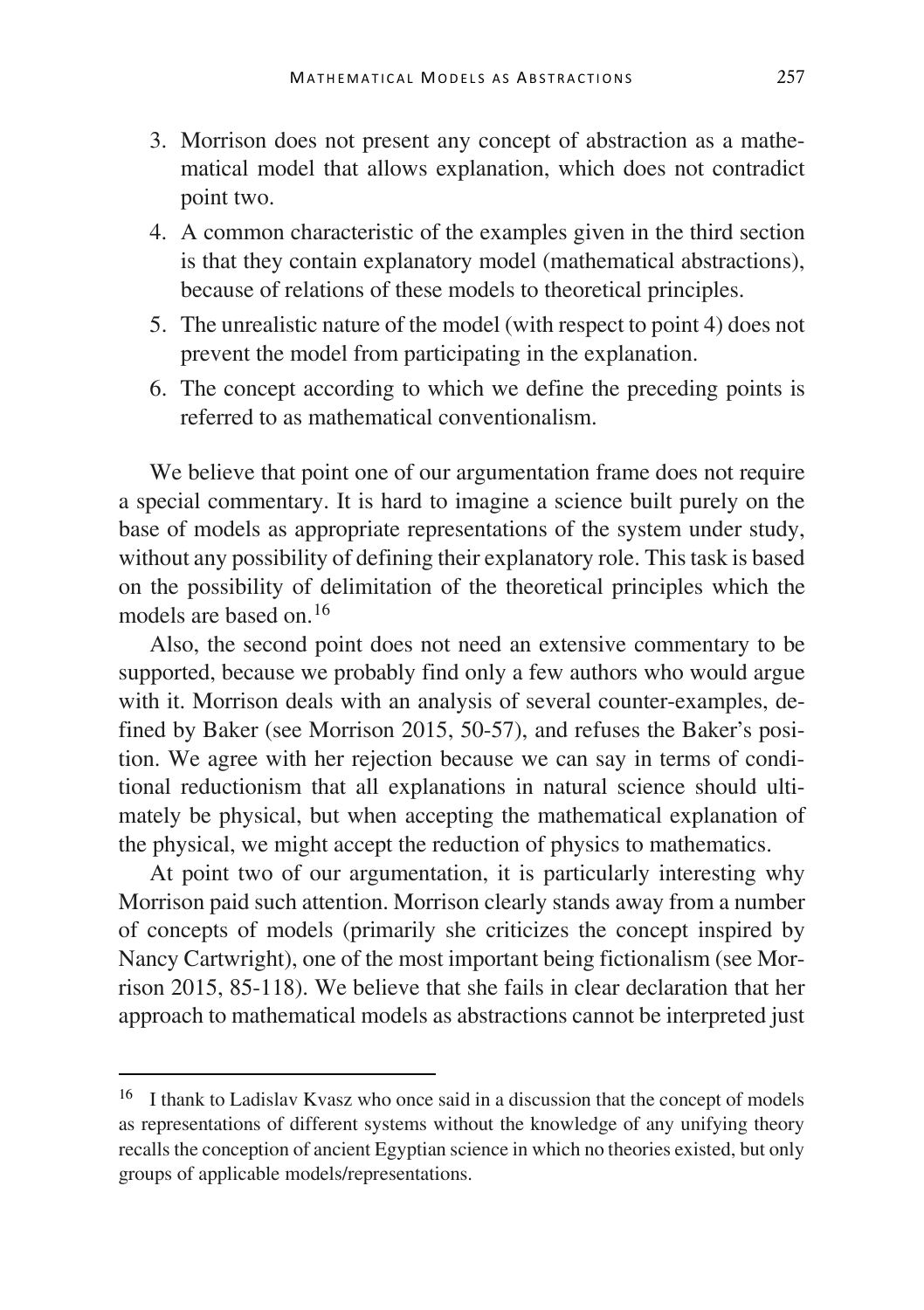3. Morrison does not present any concept of abstraction as a mathematical model that allows explanation, which does not contradict point two.
4. A common characteristic of the examples given in the third section is that they contain explanatory model (mathematical abstractions), because of relations of these models to theoretical principles.
5. The unrealistic nature of the model (with respect to point 4) does not prevent the model from participating in the explanation.
6. The concept according to which we define the preceding points is referred to as mathematical conventionalism.

We believe that point one of our argumentation frame does not require a special commentary. It is hard to imagine a science built purely on the base of models as appropriate representations of the system under study, without any possibility of defining their explanatory role. This task is based on the possibility of delimitation of the theoretical principles which the models are based on.[16]

Also, the second point does not need an extensive commentary to be supported, because we probably find only a few authors who would argue with it. Morrison deals with an analysis of several counter-examples, defined by Baker (see Morrison 2015, 50-57), and refuses the Baker's position. We agree with her rejection because we can say in terms of conditional reductionism that all explanations in natural science should ultimately be physical, but when accepting the mathematical explanation of the physical, we might accept the reduction of physics to mathematics.

At point two of our argumentation, it is particularly interesting why Morrison paid such attention. Morrison clearly stands away from a number of concepts of models (primarily she criticizes the concept inspired by Nancy Cartwright), one of the most important being fictionalism (see Morrison 2015, 85-118). We believe that she fails in clear declaration that her approach to mathematical models as abstractions cannot be interpreted just

[16] I thank to Ladislav Kvasz who once said in a discussion that the concept of models as representations of different systems without the knowledge of any unifying theory recalls the conception of ancient Egyptian science in which no theories existed, but only groups of applicable models/representations.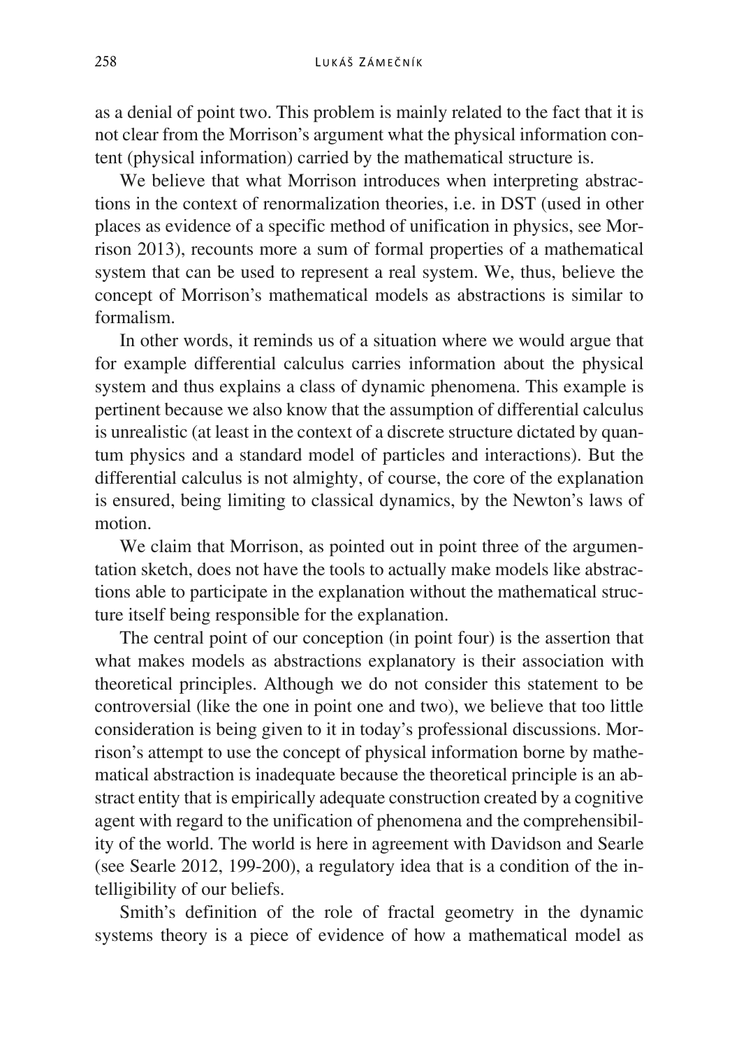as a denial of point two. This problem is mainly related to the fact that it is not clear from the Morrison's argument what the physical information content (physical information) carried by the mathematical structure is.

We believe that what Morrison introduces when interpreting abstractions in the context of renormalization theories, i.e. in DST (used in other places as evidence of a specific method of unification in physics, see Morrison 2013), recounts more a sum of formal properties of a mathematical system that can be used to represent a real system. We, thus, believe the concept of Morrison's mathematical models as abstractions is similar to formalism.

In other words, it reminds us of a situation where we would argue that for example differential calculus carries information about the physical system and thus explains a class of dynamic phenomena. This example is pertinent because we also know that the assumption of differential calculus is unrealistic (at least in the context of a discrete structure dictated by quantum physics and a standard model of particles and interactions). But the differential calculus is not almighty, of course, the core of the explanation is ensured, being limiting to classical dynamics, by the Newton's laws of motion.

We claim that Morrison, as pointed out in point three of the argumentation sketch, does not have the tools to actually make models like abstractions able to participate in the explanation without the mathematical structure itself being responsible for the explanation.

The central point of our conception (in point four) is the assertion that what makes models as abstractions explanatory is their association with theoretical principles. Although we do not consider this statement to be controversial (like the one in point one and two), we believe that too little consideration is being given to it in today's professional discussions. Morrison's attempt to use the concept of physical information borne by mathematical abstraction is inadequate because the theoretical principle is an abstract entity that is empirically adequate construction created by a cognitive agent with regard to the unification of phenomena and the comprehensibility of the world. The world is here in agreement with Davidson and Searle (see Searle 2012, 199-200), a regulatory idea that is a condition of the intelligibility of our beliefs.

Smith's definition of the role of fractal geometry in the dynamic systems theory is a piece of evidence of how a mathematical model as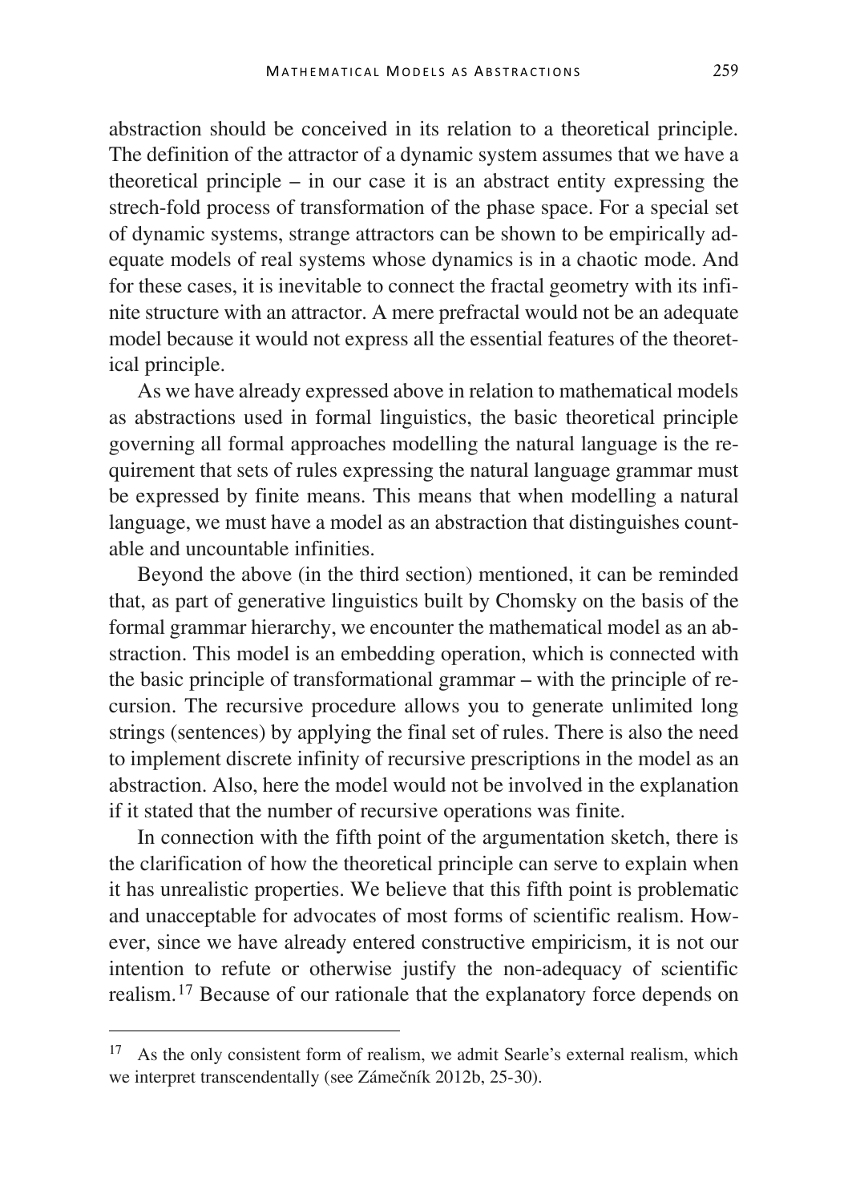abstraction should be conceived in its relation to a theoretical principle. The definition of the attractor of a dynamic system assumes that we have a theoretical principle – in our case it is an abstract entity expressing the strech-fold process of transformation of the phase space. For a special set of dynamic systems, strange attractors can be shown to be empirically adequate models of real systems whose dynamics is in a chaotic mode. And for these cases, it is inevitable to connect the fractal geometry with its infinite structure with an attractor. A mere prefractal would not be an adequate model because it would not express all the essential features of the theoretical principle.

As we have already expressed above in relation to mathematical models as abstractions used in formal linguistics, the basic theoretical principle governing all formal approaches modelling the natural language is the requirement that sets of rules expressing the natural language grammar must be expressed by finite means. This means that when modelling a natural language, we must have a model as an abstraction that distinguishes countable and uncountable infinities.

Beyond the above (in the third section) mentioned, it can be reminded that, as part of generative linguistics built by Chomsky on the basis of the formal grammar hierarchy, we encounter the mathematical model as an abstraction. This model is an embedding operation, which is connected with the basic principle of transformational grammar – with the principle of recursion. The recursive procedure allows you to generate unlimited long strings (sentences) by applying the final set of rules. There is also the need to implement discrete infinity of recursive prescriptions in the model as an abstraction. Also, here the model would not be involved in the explanation if it stated that the number of recursive operations was finite.

In connection with the fifth point of the argumentation sketch, there is the clarification of how the theoretical principle can serve to explain when it has unrealistic properties. We believe that this fifth point is problematic and unacceptable for advocates of most forms of scientific realism. However, since we have already entered constructive empiricism, it is not our intention to refute or otherwise justify the non-adequacy of scientific realism.[17] Because of our rationale that the explanatory force depends on

[17] As the only consistent form of realism, we admit Searle's external realism, which we interpret transcendentally (see Zámečník 2012b, 25-30).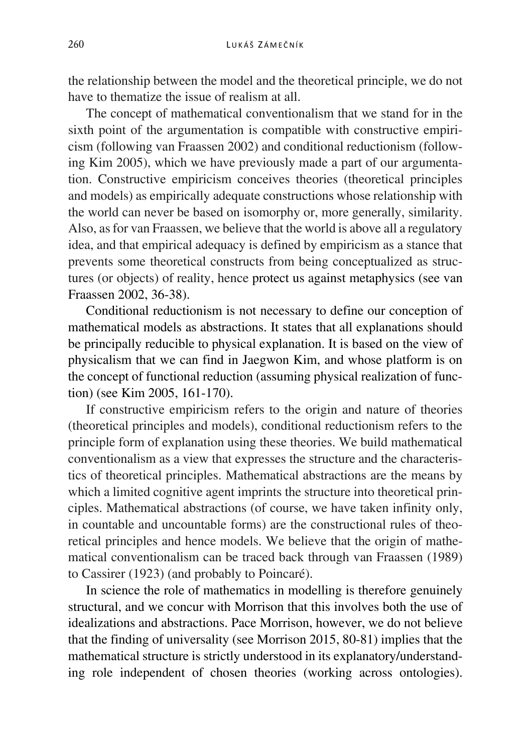the relationship between the model and the theoretical principle, we do not have to thematize the issue of realism at all.

The concept of mathematical conventionalism that we stand for in the sixth point of the argumentation is compatible with constructive empiricism (following van Fraassen 2002) and conditional reductionism (following Kim 2005), which we have previously made a part of our argumentation. Constructive empiricism conceives theories (theoretical principles and models) as empirically adequate constructions whose relationship with the world can never be based on isomorphy or, more generally, similarity. Also, as for van Fraassen, we believe that the world is above all a regulatory idea, and that empirical adequacy is defined by empiricism as a stance that prevents some theoretical constructs from being conceptualized as structures (or objects) of reality, hence protect us against metaphysics (see van Fraassen 2002, 36-38).

Conditional reductionism is not necessary to define our conception of mathematical models as abstractions. It states that all explanations should be principally reducible to physical explanation. It is based on the view of physicalism that we can find in Jaegwon Kim, and whose platform is on the concept of functional reduction (assuming physical realization of function) (see Kim 2005, 161-170).

If constructive empiricism refers to the origin and nature of theories (theoretical principles and models), conditional reductionism refers to the principle form of explanation using these theories. We build mathematical conventionalism as a view that expresses the structure and the characteristics of theoretical principles. Mathematical abstractions are the means by which a limited cognitive agent imprints the structure into theoretical principles. Mathematical abstractions (of course, we have taken infinity only, in countable and uncountable forms) are the constructional rules of theoretical principles and hence models. We believe that the origin of mathematical conventionalism can be traced back through van Fraassen (1989) to Cassirer (1923) (and probably to Poincaré).

In science the role of mathematics in modelling is therefore genuinely structural, and we concur with Morrison that this involves both the use of idealizations and abstractions. Pace Morrison, however, we do not believe that the finding of universality (see Morrison 2015, 80-81) implies that the mathematical structure is strictly understood in its explanatory/understanding role independent of chosen theories (working across ontologies).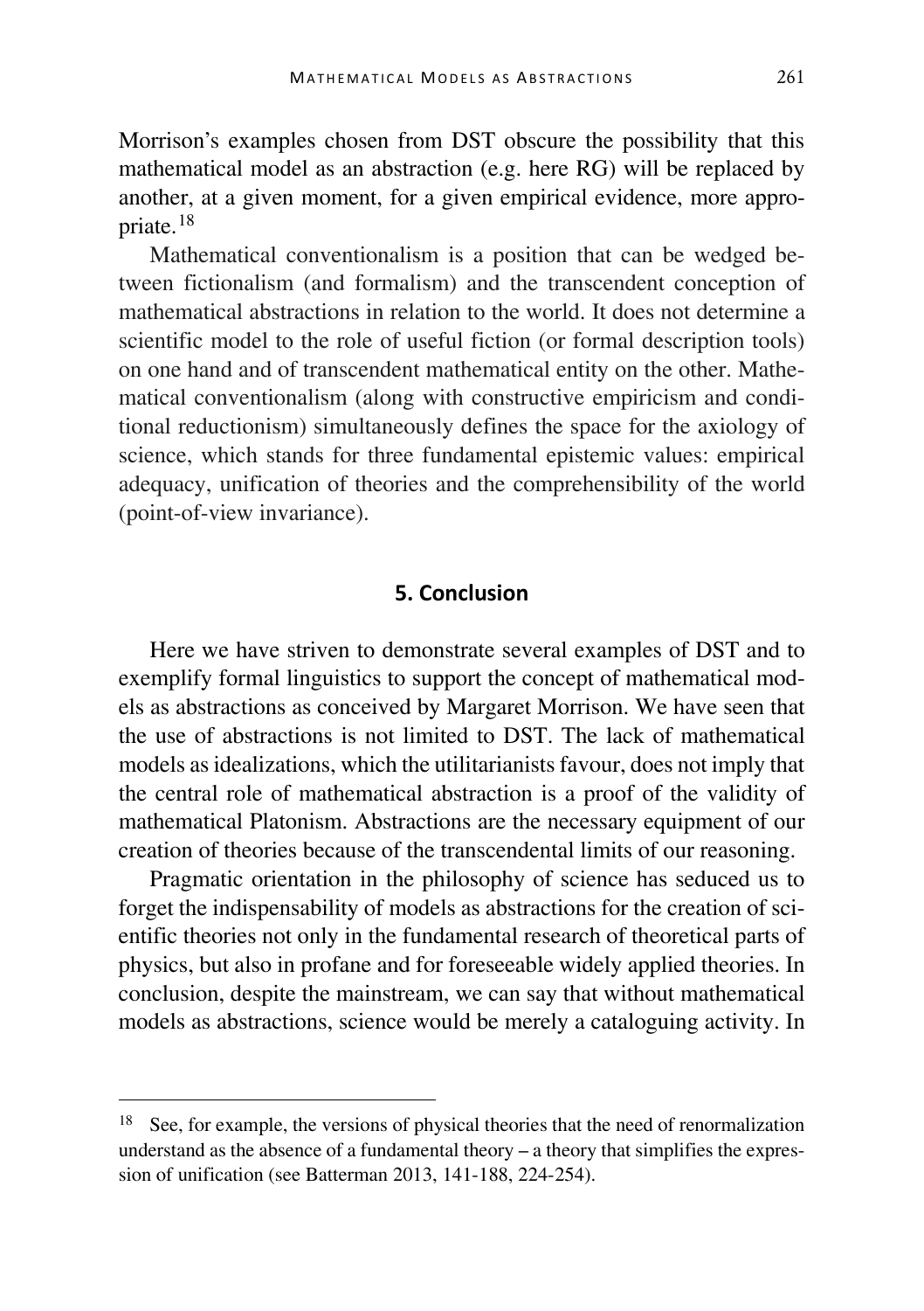Morrison's examples chosen from DST obscure the possibility that this mathematical model as an abstraction (e.g. here RG) will be replaced by another, at a given moment, for a given empirical evidence, more appropriate.[18]

Mathematical conventionalism is a position that can be wedged between fictionalism (and formalism) and the transcendent conception of mathematical abstractions in relation to the world. It does not determine a scientific model to the role of useful fiction (or formal description tools) on one hand and of transcendent mathematical entity on the other. Mathematical conventionalism (along with constructive empiricism and conditional reductionism) simultaneously defines the space for the axiology of science, which stands for three fundamental epistemic values: empirical adequacy, unification of theories and the comprehensibility of the world (point-of-view invariance).

## 5. Conclusion

Here we have striven to demonstrate several examples of DST and to exemplify formal linguistics to support the concept of mathematical models as abstractions as conceived by Margaret Morrison. We have seen that the use of abstractions is not limited to DST. The lack of mathematical models as idealizations, which the utilitarianists favour, does not imply that the central role of mathematical abstraction is a proof of the validity of mathematical Platonism. Abstractions are the necessary equipment of our creation of theories because of the transcendental limits of our reasoning.

Pragmatic orientation in the philosophy of science has seduced us to forget the indispensability of models as abstractions for the creation of scientific theories not only in the fundamental research of theoretical parts of physics, but also in profane and for foreseeable widely applied theories. In conclusion, despite the mainstream, we can say that without mathematical models as abstractions, science would be merely a cataloguing activity. In

---

[18] See, for example, the versions of physical theories that the need of renormalization understand as the absence of a fundamental theory – a theory that simplifies the expression of unification (see Batterman 2013, 141-188, 224-254).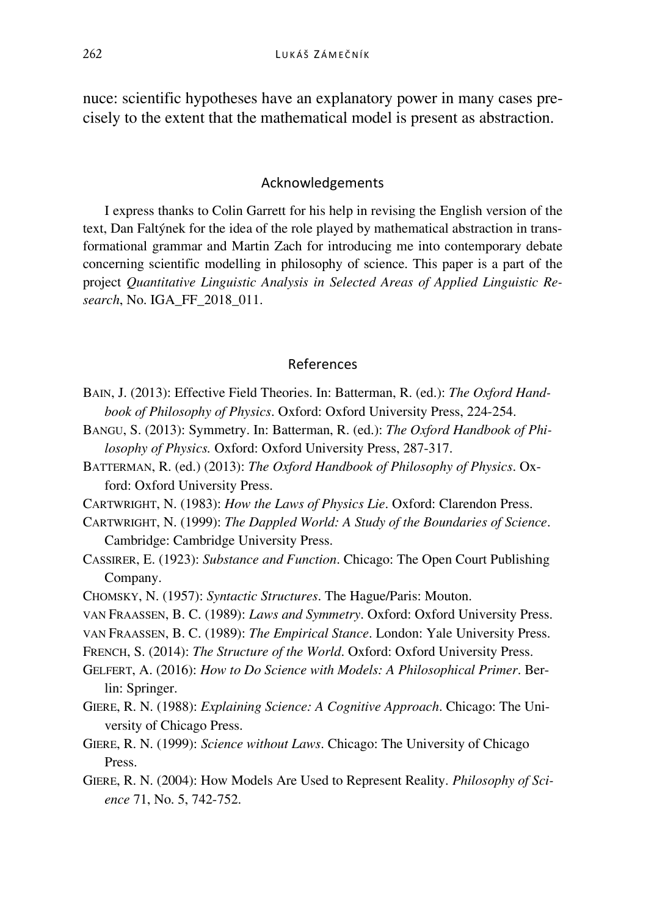nuce: scientific hypotheses have an explanatory power in many cases precisely to the extent that the mathematical model is present as abstraction.

## Acknowledgements

I express thanks to Colin Garrett for his help in revising the English version of the text, Dan Faltýnek for the idea of the role played by mathematical abstraction in transformational grammar and Martin Zach for introducing me into contemporary debate concerning scientific modelling in philosophy of science. This paper is a part of the project *Quantitative Linguistic Analysis in Selected Areas of Applied Linguistic Research*, No. IGA_FF_2018_011.

## References

BAIN, J. (2013): Effective Field Theories. In: Batterman, R. (ed.): *The Oxford Handbook of Philosophy of Physics*. Oxford: Oxford University Press, 224-254.

BANGU, S. (2013): Symmetry. In: Batterman, R. (ed.): *The Oxford Handbook of Philosophy of Physics.* Oxford: Oxford University Press, 287-317.

BATTERMAN, R. (ed.) (2013): *The Oxford Handbook of Philosophy of Physics*. Oxford: Oxford University Press.

CARTWRIGHT, N. (1983): *How the Laws of Physics Lie*. Oxford: Clarendon Press.

CARTWRIGHT, N. (1999): *The Dappled World: A Study of the Boundaries of Science*. Cambridge: Cambridge University Press.

CASSIRER, E. (1923): *Substance and Function*. Chicago: The Open Court Publishing Company.

CHOMSKY, N. (1957): *Syntactic Structures*. The Hague/Paris: Mouton.

VAN FRAASSEN, B. C. (1989): *Laws and Symmetry*. Oxford: Oxford University Press.

VAN FRAASSEN, B. C. (1989): *The Empirical Stance*. London: Yale University Press.

FRENCH, S. (2014): *The Structure of the World*. Oxford: Oxford University Press.

GELFERT, A. (2016): *How to Do Science with Models: A Philosophical Primer*. Berlin: Springer.

GIERE, R. N. (1988): *Explaining Science: A Cognitive Approach*. Chicago: The University of Chicago Press.

GIERE, R. N. (1999): *Science without Laws*. Chicago: The University of Chicago Press.

GIERE, R. N. (2004): How Models Are Used to Represent Reality. *Philosophy of Science* 71, No. 5, 742-752.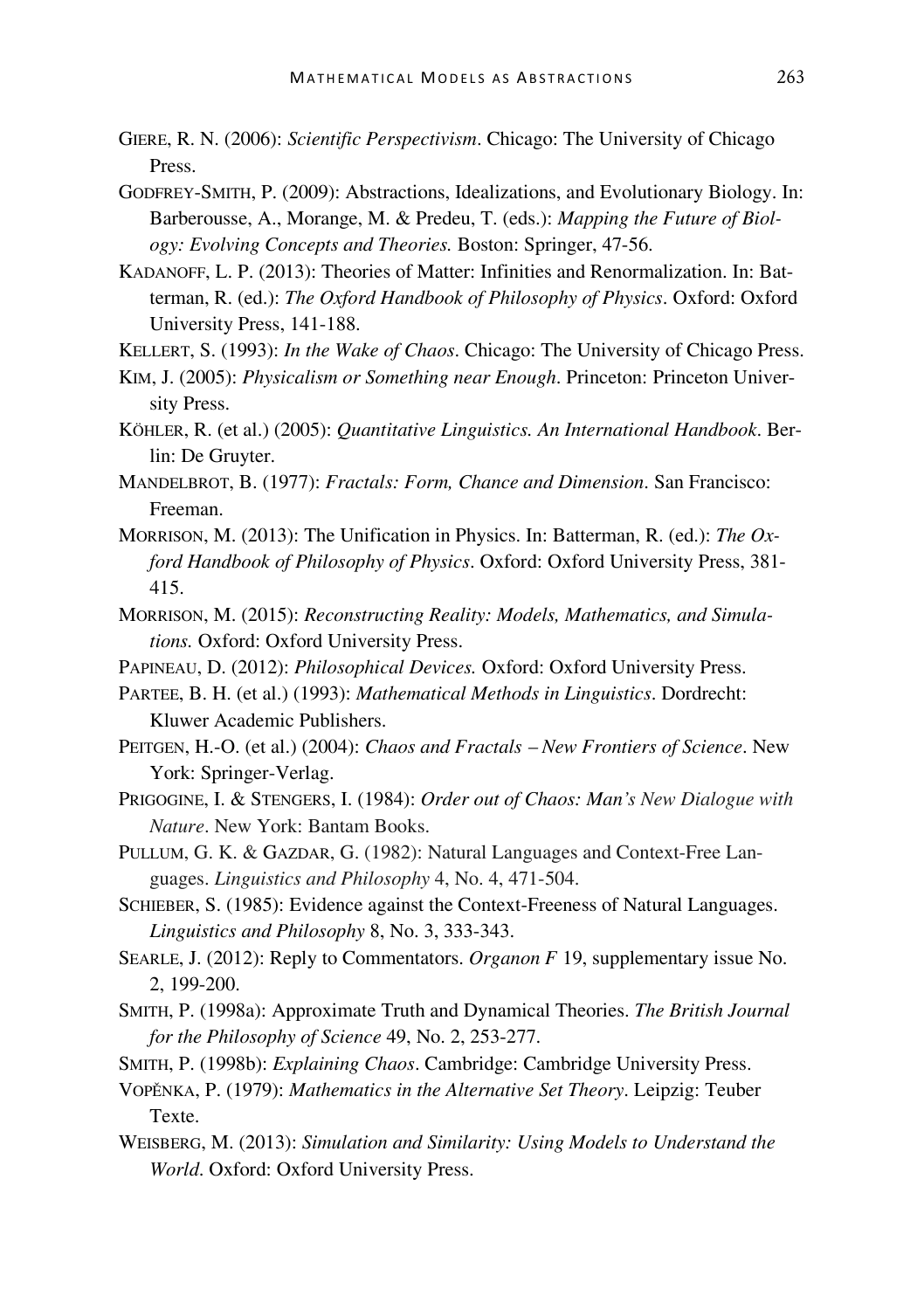GIERE, R. N. (2006): *Scientific Perspectivism*. Chicago: The University of Chicago Press.

GODFREY-SMITH, P. (2009): Abstractions, Idealizations, and Evolutionary Biology. In: Barberousse, A., Morange, M. & Predeu, T. (eds.): *Mapping the Future of Biology: Evolving Concepts and Theories.* Boston: Springer, 47-56.

KADANOFF, L. P. (2013): Theories of Matter: Infinities and Renormalization. In: Batterman, R. (ed.): *The Oxford Handbook of Philosophy of Physics*. Oxford: Oxford University Press, 141-188.

KELLERT, S. (1993): *In the Wake of Chaos*. Chicago: The University of Chicago Press.

KIM, J. (2005): *Physicalism or Something near Enough*. Princeton: Princeton University Press.

KÖHLER, R. (et al.) (2005): *Quantitative Linguistics. An International Handbook*. Berlin: De Gruyter.

MANDELBROT, B. (1977): *Fractals: Form, Chance and Dimension*. San Francisco: Freeman.

MORRISON, M. (2013): The Unification in Physics. In: Batterman, R. (ed.): *The Oxford Handbook of Philosophy of Physics*. Oxford: Oxford University Press, 381-415.

MORRISON, M. (2015): *Reconstructing Reality: Models, Mathematics, and Simulations.* Oxford: Oxford University Press.

PAPINEAU, D. (2012): *Philosophical Devices.* Oxford: Oxford University Press.

PARTEE, B. H. (et al.) (1993): *Mathematical Methods in Linguistics*. Dordrecht: Kluwer Academic Publishers.

PEITGEN, H.-O. (et al.) (2004): *Chaos and Fractals – New Frontiers of Science*. New York: Springer-Verlag.

PRIGOGINE, I. & STENGERS, I. (1984): *Order out of Chaos: Man's New Dialogue with Nature*. New York: Bantam Books.

PULLUM, G. K. & GAZDAR, G. (1982): Natural Languages and Context-Free Languages. *Linguistics and Philosophy* 4, No. 4, 471-504.

SCHIEBER, S. (1985): Evidence against the Context-Freeness of Natural Languages. *Linguistics and Philosophy* 8, No. 3, 333-343.

SEARLE, J. (2012): Reply to Commentators. *Organon F* 19, supplementary issue No. 2, 199-200.

SMITH, P. (1998a): Approximate Truth and Dynamical Theories. *The British Journal for the Philosophy of Science* 49, No. 2, 253-277.

SMITH, P. (1998b): *Explaining Chaos*. Cambridge: Cambridge University Press.

VOPĚNKA, P. (1979): *Mathematics in the Alternative Set Theory*. Leipzig: Teuber Texte.

WEISBERG, M. (2013): *Simulation and Similarity: Using Models to Understand the World*. Oxford: Oxford University Press.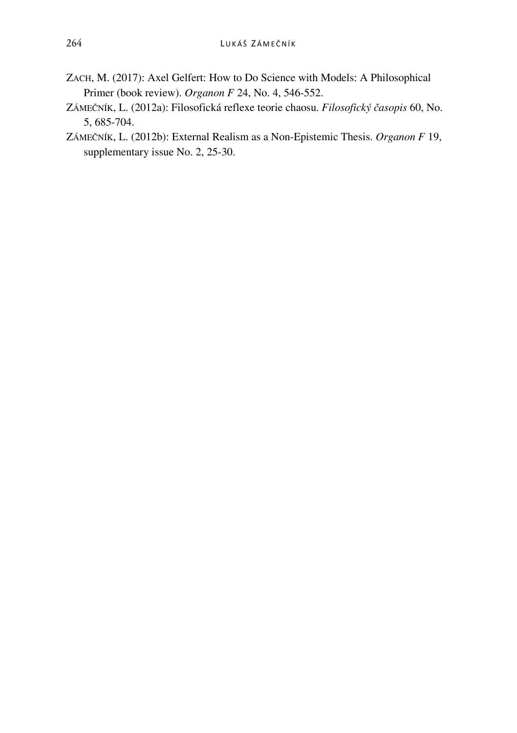ZACH, M. (2017): Axel Gelfert: How to Do Science with Models: A Philosophical Primer (book review). *Organon F* 24, No. 4, 546-552.

ZÁMEČNÍK, L. (2012a): Filosofická reflexe teorie chaosu. *Filosofický časopis* 60, No. 5, 685-704.

ZÁMEČNÍK, L. (2012b): External Realism as a Non-Epistemic Thesis. *Organon F* 19, supplementary issue No. 2, 25-30.